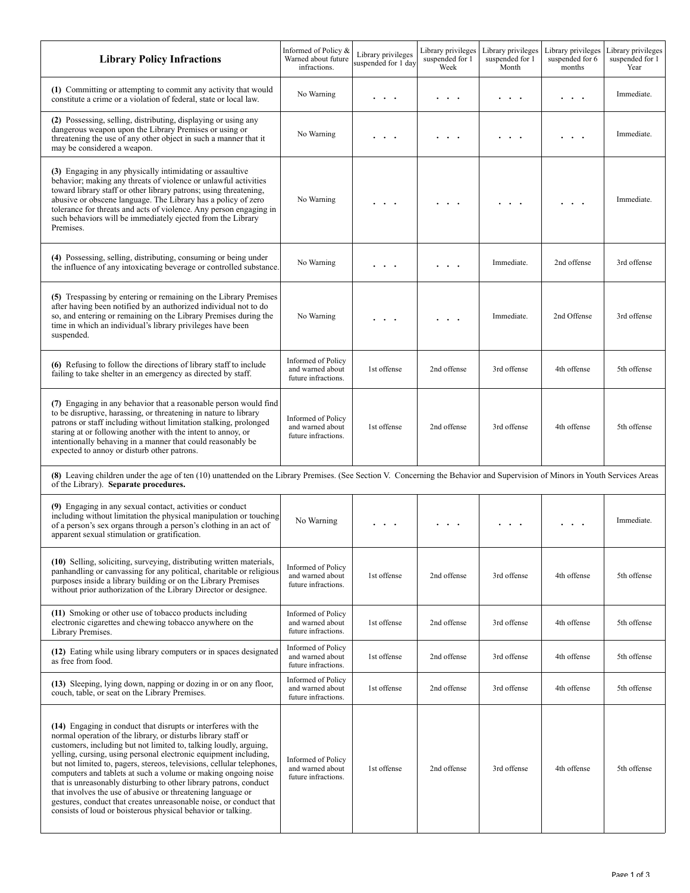| Library Policy Infractions | Informed of Policy & Warned about future infractions. | Library privileges suspended for 1 day | Library privileges suspended for 1 Week | Library privileges suspended for 1 Month | Library privileges suspended for 6 months | Library privileges suspended for 1 Year |
|---|---|---|---|---|---|---|
| **(1)** Committing or attempting to commit any activity that would constitute a crime or a violation of federal, state or local law. | No Warning | . . . | . . . | . . . | . . . | Immediate. |
| **(2)** Possessing, selling, distributing, displaying or using any dangerous weapon upon the Library Premises or using or threatening the use of any other object in such a manner that it may be considered a weapon. | No Warning | . . . | . . . | . . . | . . . | Immediate. |
| **(3)** Engaging in any physically intimidating or assaultive behavior; making any threats of violence or unlawful activities toward library staff or other library patrons; using threatening, abusive or obscene language. The Library has a policy of zero tolerance for threats and acts of violence. Any person engaging in such behaviors will be immediately ejected from the Library Premises. | No Warning | . . . | . . . | . . . | . . . | Immediate. |
| **(4)** Possessing, selling, distributing, consuming or being under the influence of any intoxicating beverage or controlled substance. | No Warning | . . . | . . . | Immediate. | 2nd offense | 3rd offense |
| **(5)** Trespassing by entering or remaining on the Library Premises after having been notified by an authorized individual not to do so, and entering or remaining on the Library Premises during the time in which an individual's library privileges have been suspended. | No Warning | . . . | . . . | Immediate. | 2nd Offense | 3rd offense |
| **(6)** Refusing to follow the directions of library staff to include failing to take shelter in an emergency as directed by staff. | Informed of Policy and warned about future infractions. | 1st offense | 2nd offense | 3rd offense | 4th offense | 5th offense |
| **(7)** Engaging in any behavior that a reasonable person would find to be disruptive, harassing, or threatening in nature to library patrons or staff including without limitation stalking, prolonged staring at or following another with the intent to annoy, or intentionally behaving in a manner that could reasonably be expected to annoy or disturb other patrons. | Informed of Policy and warned about future infractions. | 1st offense | 2nd offense | 3rd offense | 4th offense | 5th offense |
| **(8)** Leaving children under the age of ten (10) unattended on the Library Premises. (See Section V. Concerning the Behavior and Supervision of Minors in Youth Services Areas of the Library). **Separate procedures.** | | | | | | |
| **(9)** Engaging in any sexual contact, activities or conduct including without limitation the physical manipulation or touching of a person's sex organs through a person's clothing in an act of apparent sexual stimulation or gratification. | No Warning | . . . | . . . | . . . | . . . | Immediate. |
| **(10)** Selling, soliciting, surveying, distributing written materials, panhandling or canvassing for any political, charitable or religious purposes inside a library building or on the Library Premises without prior authorization of the Library Director or designee. | Informed of Policy and warned about future infractions. | 1st offense | 2nd offense | 3rd offense | 4th offense | 5th offense |
| **(11)** Smoking or other use of tobacco products including electronic cigarettes and chewing tobacco anywhere on the Library Premises. | Informed of Policy and warned about future infractions. | 1st offense | 2nd offense | 3rd offense | 4th offense | 5th offense |
| **(12)** Eating while using library computers or in spaces designated as free from food. | Informed of Policy and warned about future infractions. | 1st offense | 2nd offense | 3rd offense | 4th offense | 5th offense |
| **(13)** Sleeping, lying down, napping or dozing in or on any floor, couch, table, or seat on the Library Premises. | Informed of Policy and warned about future infractions. | 1st offense | 2nd offense | 3rd offense | 4th offense | 5th offense |
| **(14)** Engaging in conduct that disrupts or interferes with the normal operation of the library, or disturbs library staff or customers, including but not limited to, talking loudly, arguing, yelling, cursing, using personal electronic equipment including, but not limited to, pagers, stereos, televisions, cellular telephones, computers and tablets at such a volume or making ongoing noise that is unreasonably disturbing to other library patrons, conduct that involves the use of abusive or threatening language or gestures, conduct that creates unreasonable noise, or conduct that consists of loud or boisterous physical behavior or talking. | Informed of Policy and warned about future infractions. | 1st offense | 2nd offense | 3rd offense | 4th offense | 5th offense |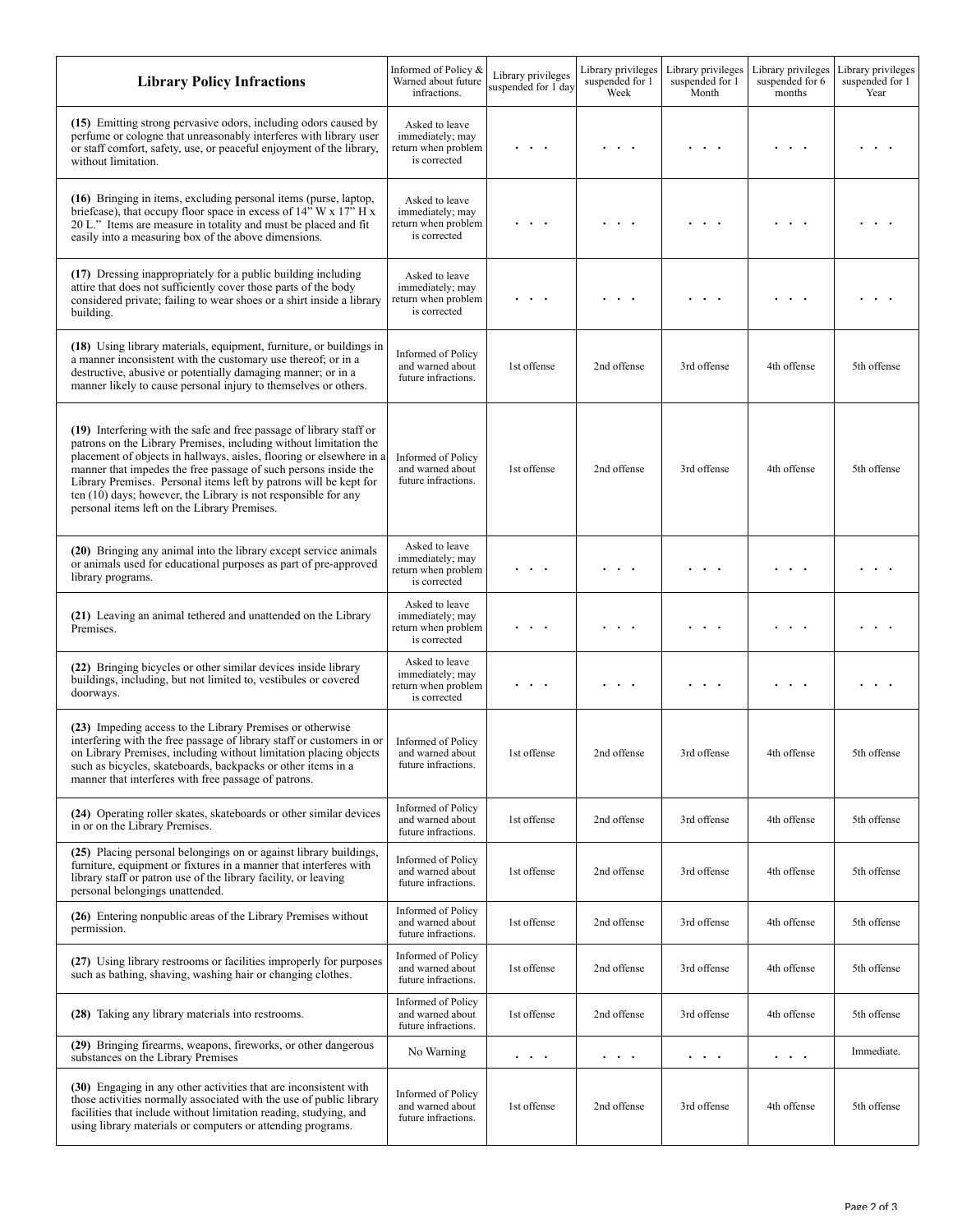| Library Policy Infractions | Informed of Policy & Warned about future infractions. | Library privileges suspended for 1 day | Library privileges suspended for 1 Week | Library privileges suspended for 1 Month | Library privileges suspended for 6 months | Library privileges suspended for 1 Year |
|---|---|---|---|---|---|---|
| **(15)** Emitting strong pervasive odors, including odors caused by perfume or cologne that unreasonably interferes with library user or staff comfort, safety, use, or peaceful enjoyment of the library, without limitation. | Asked to leave immediately; may return when problem is corrected | . . . | . . . | . . . | . . . | . . . |
| **(16)** Bringing in items, excluding personal items (purse, laptop, briefcase), that occupy floor space in excess of 14" W x 17" H x 20 L." Items are measure in totality and must be placed and fit easily into a measuring box of the above dimensions. | Asked to leave immediately; may return when problem is corrected | . . . | . . . | . . . | . . . | . . . |
| **(17)** Dressing inappropriately for a public building including attire that does not sufficiently cover those parts of the body considered private; failing to wear shoes or a shirt inside a library building. | Asked to leave immediately; may return when problem is corrected | . . . | . . . | . . . | . . . | . . . |
| **(18)** Using library materials, equipment, furniture, or buildings in a manner inconsistent with the customary use thereof; or in a destructive, abusive or potentially damaging manner; or in a manner likely to cause personal injury to themselves or others. | Informed of Policy and warned about future infractions. | 1st offense | 2nd offense | 3rd offense | 4th offense | 5th offense |
| **(19)** Interfering with the safe and free passage of library staff or patrons on the Library Premises, including without limitation the placement of objects in hallways, aisles, flooring or elsewhere in a manner that impedes the free passage of such persons inside the Library Premises. Personal items left by patrons will be kept for ten (10) days; however, the Library is not responsible for any personal items left on the Library Premises. | Informed of Policy and warned about future infractions. | 1st offense | 2nd offense | 3rd offense | 4th offense | 5th offense |
| **(20)** Bringing any animal into the library except service animals or animals used for educational purposes as part of pre-approved library programs. | Asked to leave immediately; may return when problem is corrected | . . . | . . . | . . . | . . . | . . . |
| **(21)** Leaving an animal tethered and unattended on the Library Premises. | Asked to leave immediately; may return when problem is corrected | . . . | . . . | . . . | . . . | . . . |
| **(22)** Bringing bicycles or other similar devices inside library buildings, including, but not limited to, vestibules or covered doorways. | Asked to leave immediately; may return when problem is corrected | . . . | . . . | . . . | . . . | . . . |
| **(23)** Impeding access to the Library Premises or otherwise interfering with the free passage of library staff or customers in or on Library Premises, including without limitation placing objects such as bicycles, skateboards, backpacks or other items in a manner that interferes with free passage of patrons. | Informed of Policy and warned about future infractions. | 1st offense | 2nd offense | 3rd offense | 4th offense | 5th offense |
| **(24)** Operating roller skates, skateboards or other similar devices in or on the Library Premises. | Informed of Policy and warned about future infractions. | 1st offense | 2nd offense | 3rd offense | 4th offense | 5th offense |
| **(25)** Placing personal belongings on or against library buildings, furniture, equipment or fixtures in a manner that interferes with library staff or patron use of the library facility, or leaving personal belongings unattended. | Informed of Policy and warned about future infractions. | 1st offense | 2nd offense | 3rd offense | 4th offense | 5th offense |
| **(26)** Entering nonpublic areas of the Library Premises without permission. | Informed of Policy and warned about future infractions. | 1st offense | 2nd offense | 3rd offense | 4th offense | 5th offense |
| **(27)** Using library restrooms or facilities improperly for purposes such as bathing, shaving, washing hair or changing clothes. | Informed of Policy and warned about future infractions. | 1st offense | 2nd offense | 3rd offense | 4th offense | 5th offense |
| **(28)** Taking any library materials into restrooms. | Informed of Policy and warned about future infractions. | 1st offense | 2nd offense | 3rd offense | 4th offense | 5th offense |
| **(29)** Bringing firearms, weapons, fireworks, or other dangerous substances on the Library Premises | No Warning | . . . | . . . | . . . | . . . | Immediate. |
| **(30)** Engaging in any other activities that are inconsistent with those activities normally associated with the use of public library facilities that include without limitation reading, studying, and using library materials or computers or attending programs. | Informed of Policy and warned about future infractions. | 1st offense | 2nd offense | 3rd offense | 4th offense | 5th offense |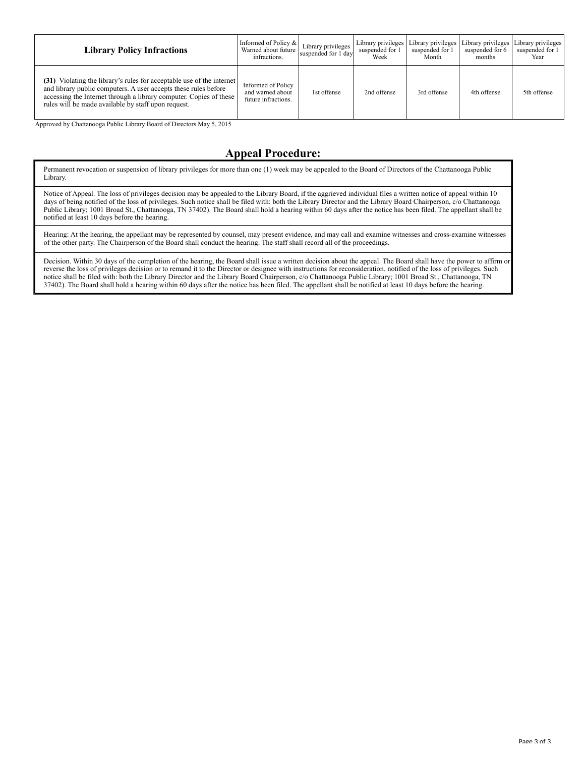| **Library Policy Infractions** | Informed of Policy & Warned about future infractions. | Library privileges suspended for 1 day | Library privileges suspended for 1 Week | Library privileges suspended for 1 Month | Library privileges suspended for 6 months | Library privileges suspended for 1 Year |
|---|---|---|---|---|---|---|
| **(31)** Violating the library's rules for acceptable use of the internet and library public computers. A user accepts these rules before accessing the Internet through a library computer. Copies of these rules will be made available by staff upon request. | Informed of Policy and warned about future infractions. | 1st offense | 2nd offense | 3rd offense | 4th offense | 5th offense |

Approved by Chattanooga Public Library Board of Directors May 5, 2015

## Appeal Procedure:

Permanent revocation or suspension of library privileges for more than one (1) week may be appealed to the Board of Directors of the Chattanooga Public Library.

Notice of Appeal. The loss of privileges decision may be appealed to the Library Board, if the aggrieved individual files a written notice of appeal within 10 days of being notified of the loss of privileges. Such notice shall be filed with: both the Library Director and the Library Board Chairperson, c/o Chattanooga Public Library; 1001 Broad St., Chattanooga, TN 37402). The Board shall hold a hearing within 60 days after the notice has been filed. The appellant shall be notified at least 10 days before the hearing.

Hearing: At the hearing, the appellant may be represented by counsel, may present evidence, and may call and examine witnesses and cross-examine witnesses of the other party. The Chairperson of the Board shall conduct the hearing. The staff shall record all of the proceedings.

Decision. Within 30 days of the completion of the hearing, the Board shall issue a written decision about the appeal. The Board shall have the power to affirm or reverse the loss of privileges decision or to remand it to the Director or designee with instructions for reconsideration. notified of the loss of privileges. Such notice shall be filed with: both the Library Director and the Library Board Chairperson, c/o Chattanooga Public Library; 1001 Broad St., Chattanooga, TN 37402). The Board shall hold a hearing within 60 days after the notice has been filed. The appellant shall be notified at least 10 days before the hearing.